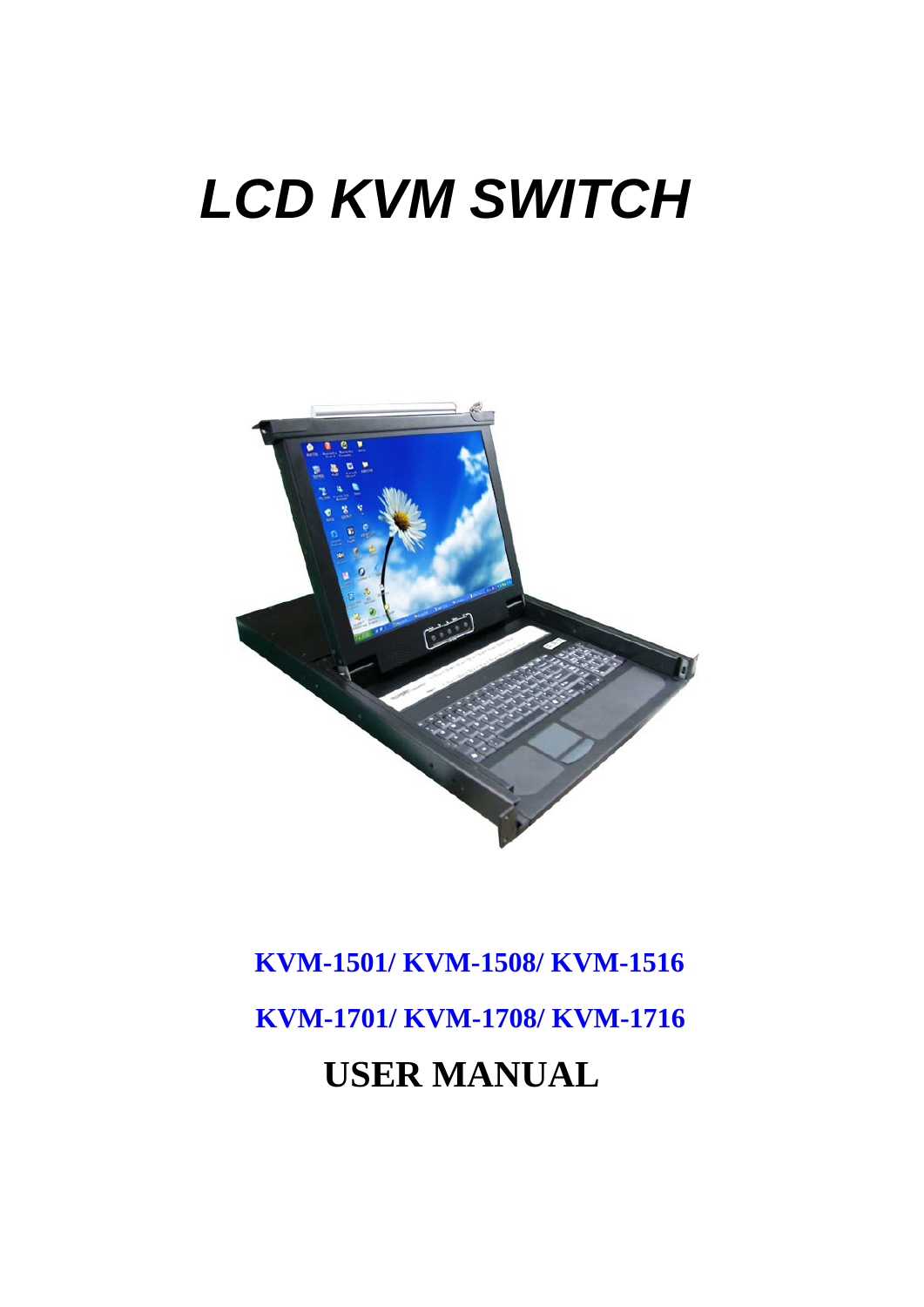# *LCD KVM SWITCH*

**KVM-1501/ KVM-1508/ KVM-1516**

**KVM-1701/ KVM-1708/ KVM-1716**

# USER MANUAL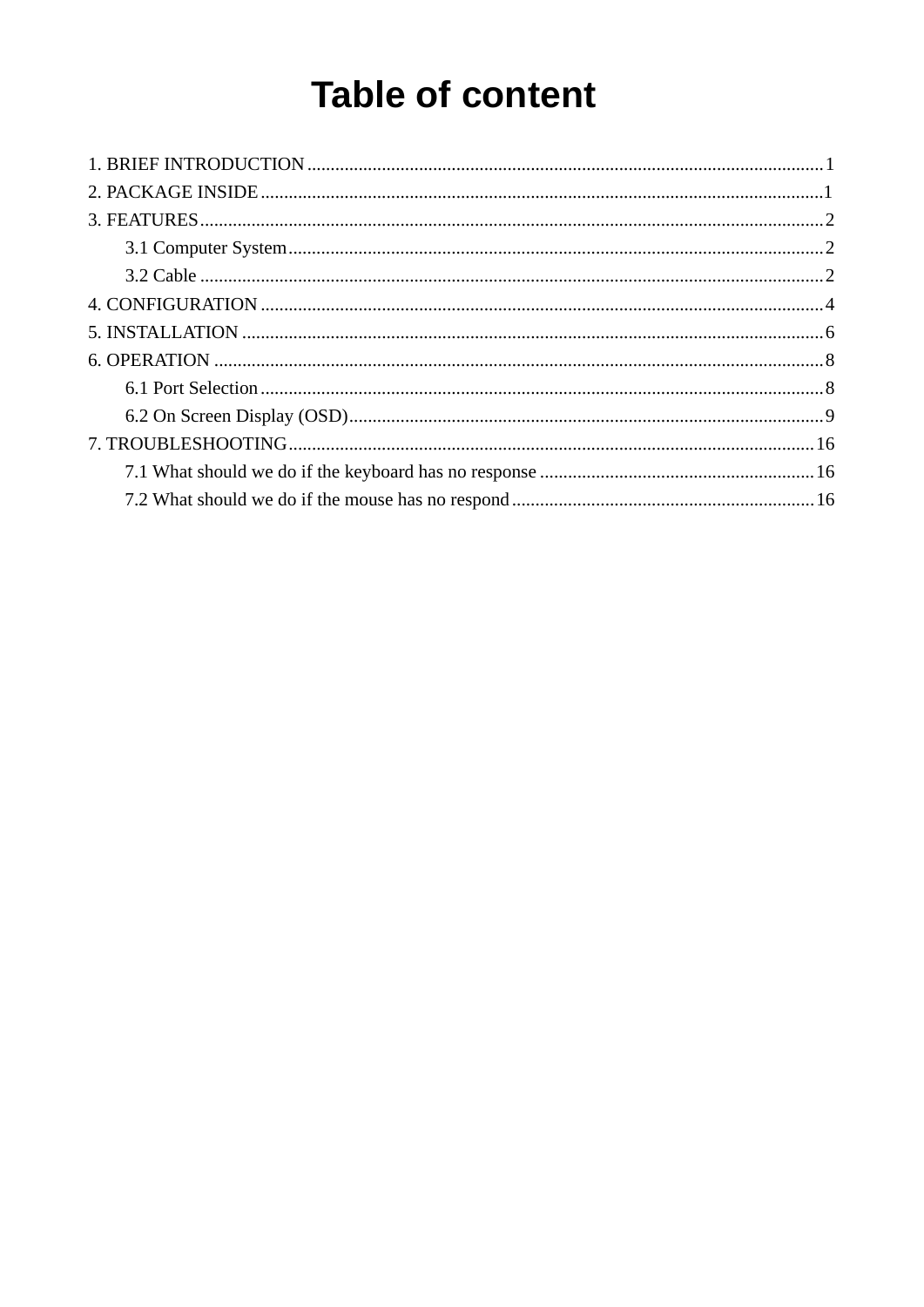# Table of content

1. BRIEF INTRODUCTION .......... 1
2. PACKAGE INSIDE .......... 1
3. FEATURES .......... 2
    - 3.1 Computer System .......... 2
    - 3.2 Cable .......... 2
4. CONFIGURATION .......... 4
5. INSTALLATION .......... 6
6. OPERATION .......... 8
    - 6.1 Port Selection .......... 8
    - 6.2 On Screen Display (OSD) .......... 9
7. TROUBLESHOOTING .......... 16
    - 7.1 What should we do if the keyboard has no response .......... 16
    - 7.2 What should we do if the mouse has no respond .......... 16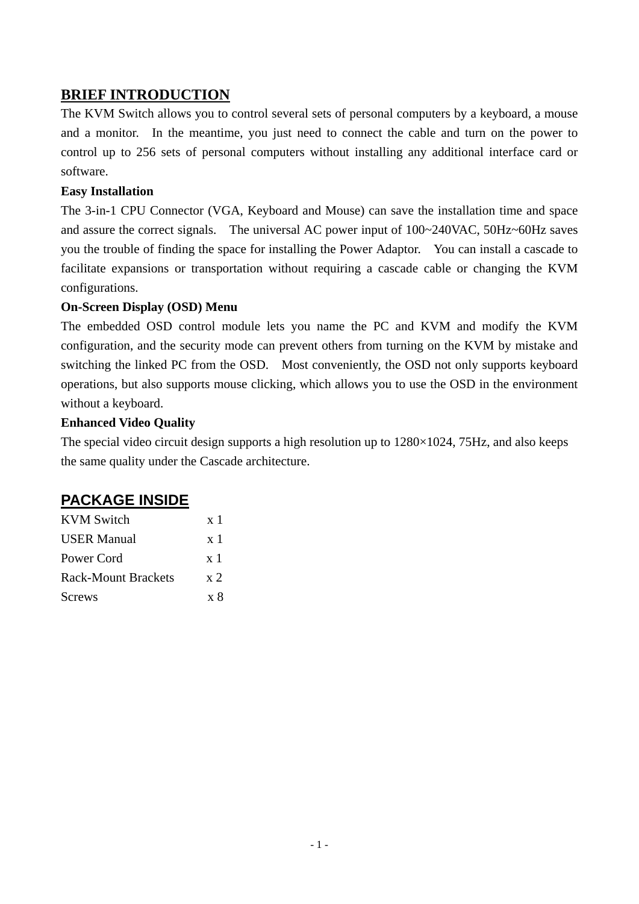## BRIEF INTRODUCTION

The KVM Switch allows you to control several sets of personal computers by a keyboard, a mouse and a monitor. In the meantime, you just need to connect the cable and turn on the power to control up to 256 sets of personal computers without installing any additional interface card or software.

**Easy Installation**

The 3-in-1 CPU Connector (VGA, Keyboard and Mouse) can save the installation time and space and assure the correct signals. The universal AC power input of 100~240VAC, 50Hz~60Hz saves you the trouble of finding the space for installing the Power Adaptor. You can install a cascade to facilitate expansions or transportation without requiring a cascade cable or changing the KVM configurations.

**On-Screen Display (OSD) Menu**

The embedded OSD control module lets you name the PC and KVM and modify the KVM configuration, and the security mode can prevent others from turning on the KVM by mistake and switching the linked PC from the OSD. Most conveniently, the OSD not only supports keyboard operations, but also supports mouse clicking, which allows you to use the OSD in the environment without a keyboard.

**Enhanced Video Quality**

The special video circuit design supports a high resolution up to 1280×1024, 75Hz, and also keeps the same quality under the Cascade architecture.

## PACKAGE INSIDE

| | |
|---|---|
| KVM Switch | x 1 |
| USER Manual | x 1 |
| Power Cord | x 1 |
| Rack-Mount Brackets | x 2 |
| Screws | x 8 |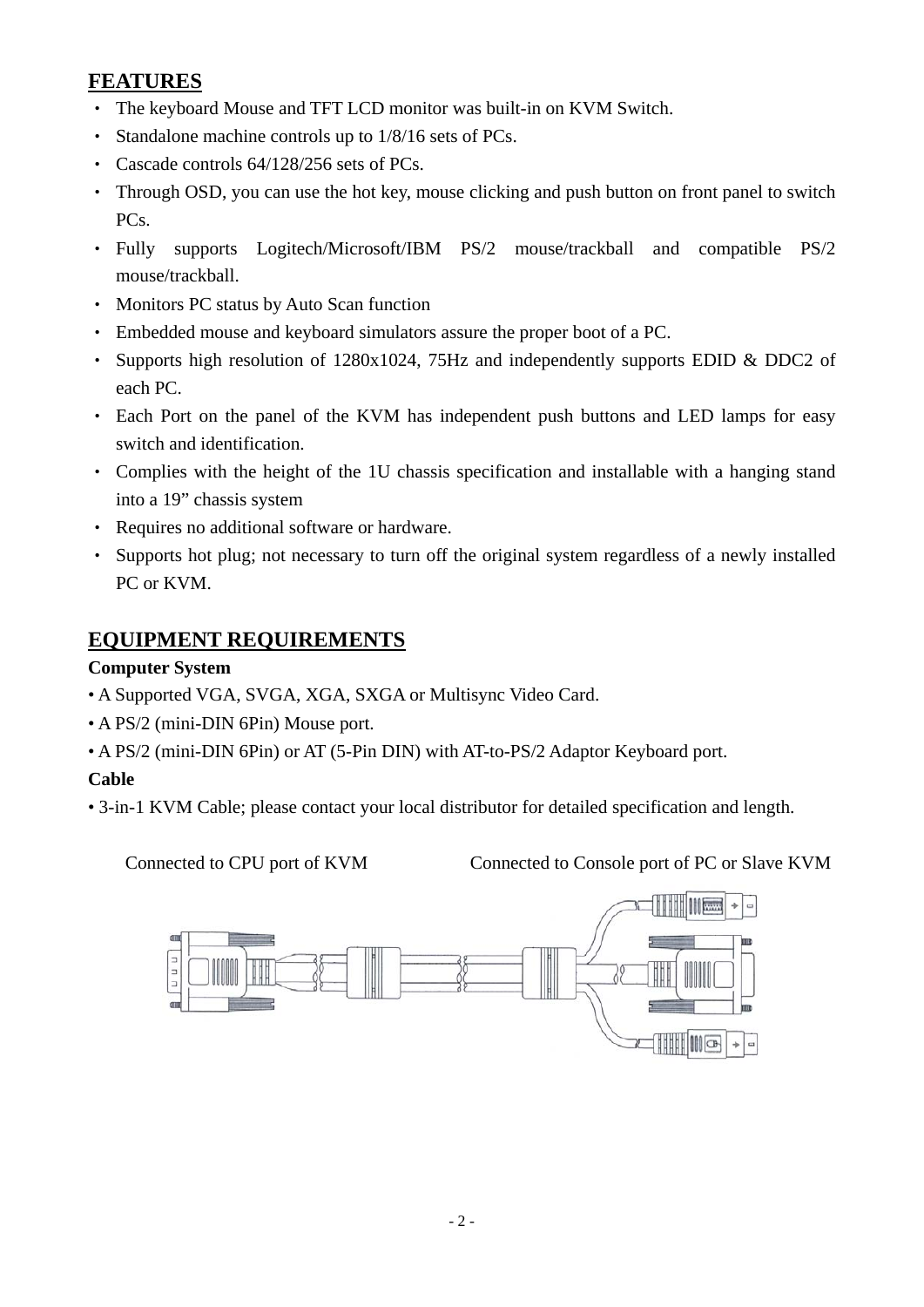## FEATURES

- The keyboard Mouse and TFT LCD monitor was built-in on KVM Switch.
- Standalone machine controls up to 1/8/16 sets of PCs.
- Cascade controls 64/128/256 sets of PCs.
- Through OSD, you can use the hot key, mouse clicking and push button on front panel to switch PCs.
- Fully supports Logitech/Microsoft/IBM PS/2 mouse/trackball and compatible PS/2 mouse/trackball.
- Monitors PC status by Auto Scan function
- Embedded mouse and keyboard simulators assure the proper boot of a PC.
- Supports high resolution of 1280x1024, 75Hz and independently supports EDID & DDC2 of each PC.
- Each Port on the panel of the KVM has independent push buttons and LED lamps for easy switch and identification.
- Complies with the height of the 1U chassis specification and installable with a hanging stand into a 19" chassis system
- Requires no additional software or hardware.
- Supports hot plug; not necessary to turn off the original system regardless of a newly installed PC or KVM.

## EQUIPMENT REQUIREMENTS

**Computer System**

- A Supported VGA, SVGA, XGA, SXGA or Multisync Video Card.
- A PS/2 (mini-DIN 6Pin) Mouse port.
- A PS/2 (mini-DIN 6Pin) or AT (5-Pin DIN) with AT-to-PS/2 Adaptor Keyboard port.

**Cable**

- 3-in-1 KVM Cable; please contact your local distributor for detailed specification and length.

Connected to CPU port of KVM

Connected to Console port of PC or Slave KVM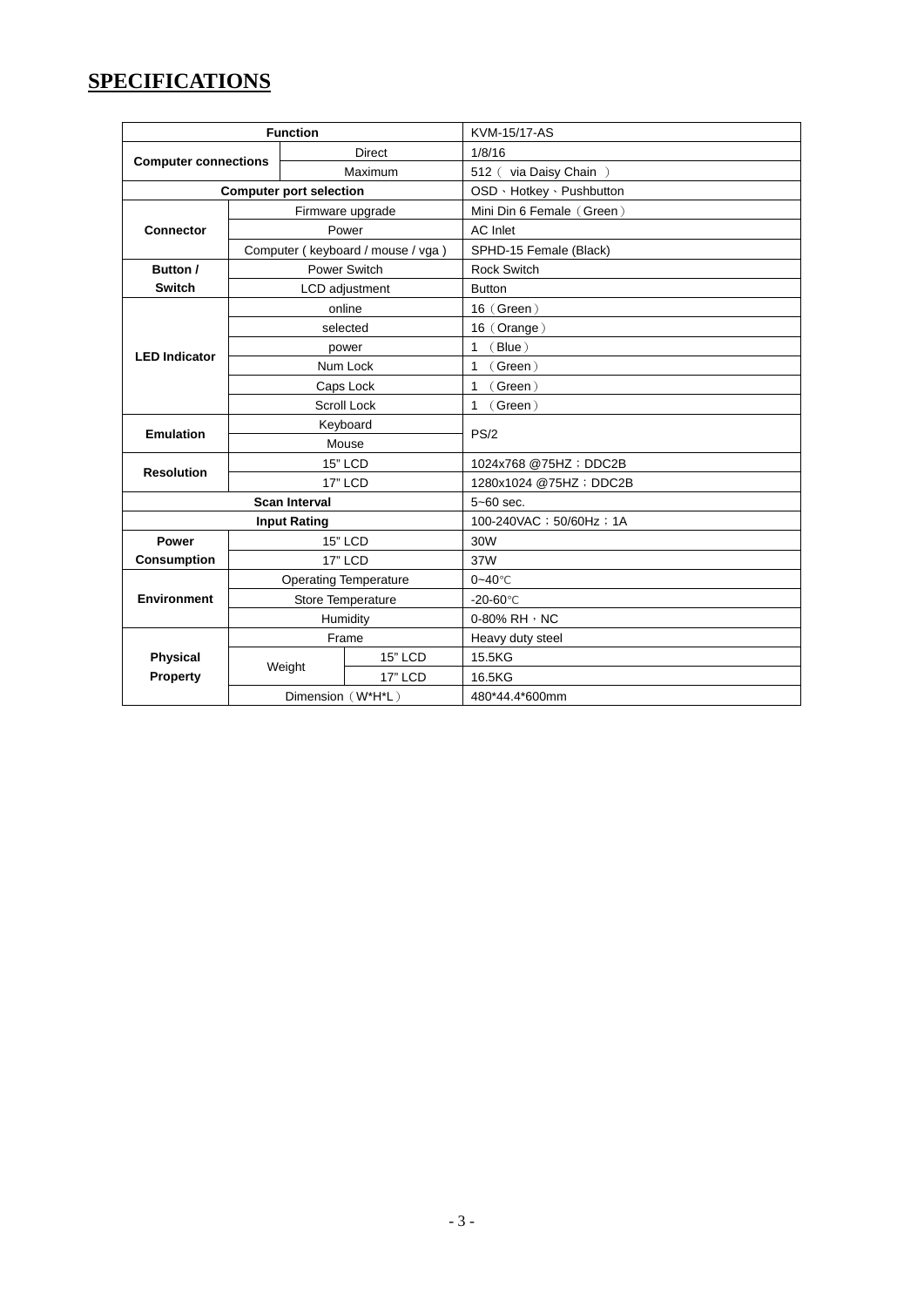# SPECIFICATIONS

| Function | | | KVM-15/17-AS |
|---|---|---|---|
| Computer connections | Direct | | 1/8/16 |
| | Maximum | | 512（ via Daisy Chain ） |
| Computer port selection | | | OSD、Hotkey、Pushbutton |
| Connector | Firmware upgrade | | Mini Din 6 Female（Green） |
| | Power | | AC Inlet |
| | Computer ( keyboard / mouse / vga ) | | SPHD-15 Female (Black) |
| Button / Switch | Power Switch | | Rock Switch |
| | LCD adjustment | | Button |
| LED Indicator | online | | 16（Green） |
| | selected | | 16（Orange） |
| | power | | 1 （Blue） |
| | Num Lock | | 1 （Green） |
| | Caps Lock | | 1 （Green） |
| | Scroll Lock | | 1 （Green） |
| Emulation | Keyboard | | PS/2 |
| | Mouse | | |
| Resolution | 15" LCD | | 1024x768 @75HZ；DDC2B |
| | 17" LCD | | 1280x1024 @75HZ；DDC2B |
| Scan Interval | | | 5~60 sec. |
| Input Rating | | | 100-240VAC；50/60Hz；1A |
| Power Consumption | 15" LCD | | 30W |
| | 17" LCD | | 37W |
| Environment | Operating Temperature | | 0~40℃ |
| | Store Temperature | | -20-60℃ |
| | Humidity | | 0-80% RH，NC |
| Physical Property | Frame | | Heavy duty steel |
| | Weight | 15" LCD | 15.5KG |
| | | 17" LCD | 16.5KG |
| | Dimension（W*H*L） | | 480*44.4*600mm |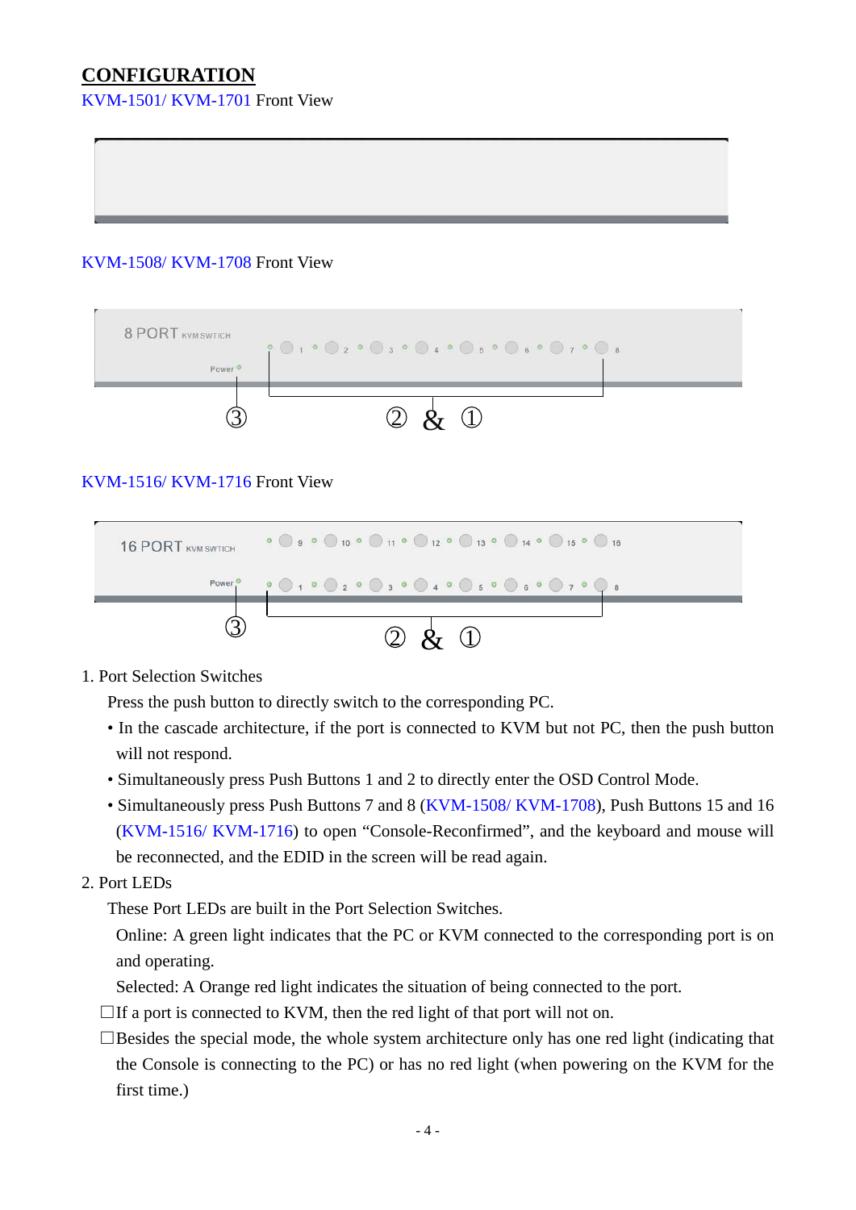## CONFIGURATION

KVM-1501/ KVM-1701 Front View

KVM-1508/ KVM-1708 Front View

KVM-1516/ KVM-1716 Front View

1. Port Selection Switches

   Press the push button to directly switch to the corresponding PC.

   - In the cascade architecture, if the port is connected to KVM but not PC, then the push button will not respond.
   - Simultaneously press Push Buttons 1 and 2 to directly enter the OSD Control Mode.
   - Simultaneously press Push Buttons 7 and 8 (KVM-1508/ KVM-1708), Push Buttons 15 and 16 (KVM-1516/ KVM-1716) to open “Console-Reconfirmed”, and the keyboard and mouse will be reconnected, and the EDID in the screen will be read again.

2. Port LEDs

   These Port LEDs are built in the Port Selection Switches.

   Online: A green light indicates that the PC or KVM connected to the corresponding port is on and operating.

   Selected: A Orange red light indicates the situation of being connected to the port.

   □If a port is connected to KVM, then the red light of that port will not on.

   □Besides the special mode, the whole system architecture only has one red light (indicating that the Console is connecting to the PC) or has no red light (when powering on the KVM for the first time.)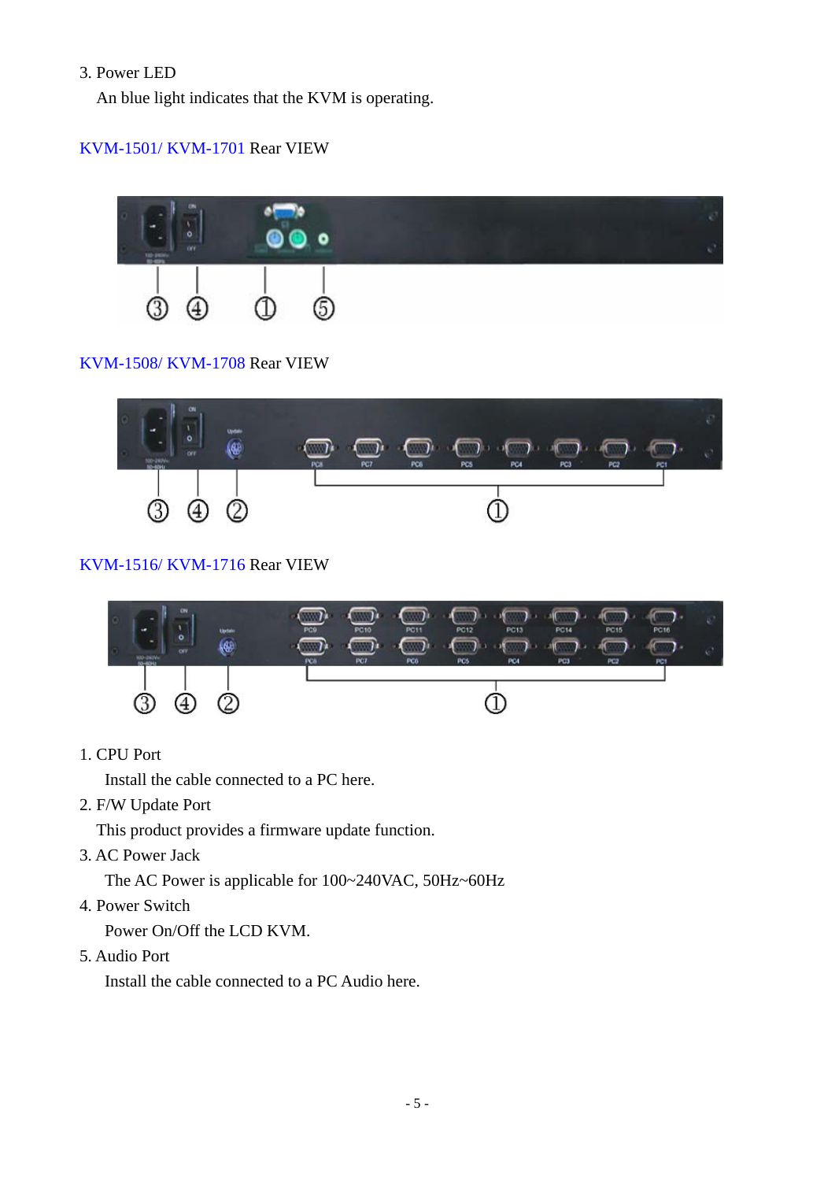3. Power LED

An blue light indicates that the KVM is operating.

KVM-1501/ KVM-1701 Rear VIEW

KVM-1508/ KVM-1708 Rear VIEW

KVM-1516/ KVM-1716 Rear VIEW

1. CPU Port

   Install the cable connected to a PC here.

2. F/W Update Port

   This product provides a firmware update function.

3. AC Power Jack

   The AC Power is applicable for 100~240VAC, 50Hz~60Hz

4. Power Switch

   Power On/Off the LCD KVM.

5. Audio Port

   Install the cable connected to a PC Audio here.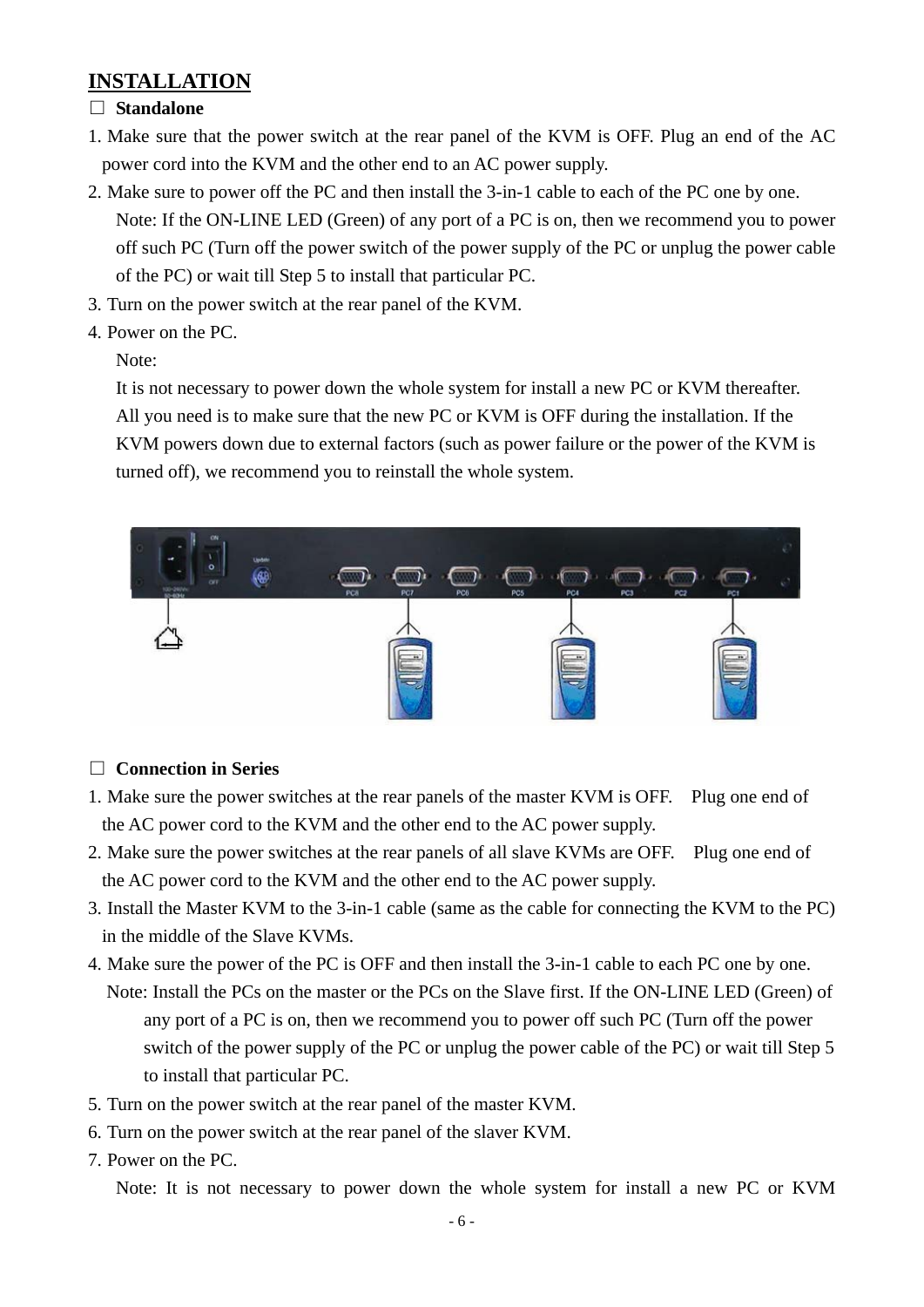## INSTALLATION

□ **Standalone**

1. Make sure that the power switch at the rear panel of the KVM is OFF. Plug an end of the AC power cord into the KVM and the other end to an AC power supply.
2. Make sure to power off the PC and then install the 3-in-1 cable to each of the PC one by one.
   Note: If the ON-LINE LED (Green) of any port of a PC is on, then we recommend you to power off such PC (Turn off the power switch of the power supply of the PC or unplug the power cable of the PC) or wait till Step 5 to install that particular PC.
3. Turn on the power switch at the rear panel of the KVM.
4. Power on the PC.
   Note:
   It is not necessary to power down the whole system for install a new PC or KVM thereafter. All you need is to make sure that the new PC or KVM is OFF during the installation. If the KVM powers down due to external factors (such as power failure or the power of the KVM is turned off), we recommend you to reinstall the whole system.

□ **Connection in Series**

1. Make sure the power switches at the rear panels of the master KVM is OFF. Plug one end of the AC power cord to the KVM and the other end to the AC power supply.
2. Make sure the power switches at the rear panels of all slave KVMs are OFF. Plug one end of the AC power cord to the KVM and the other end to the AC power supply.
3. Install the Master KVM to the 3-in-1 cable (same as the cable for connecting the KVM to the PC) in the middle of the Slave KVMs.
4. Make sure the power of the PC is OFF and then install the 3-in-1 cable to each PC one by one.
   Note: Install the PCs on the master or the PCs on the Slave first. If the ON-LINE LED (Green) of any port of a PC is on, then we recommend you to power off such PC (Turn off the power switch of the power supply of the PC or unplug the power cable of the PC) or wait till Step 5 to install that particular PC.
5. Turn on the power switch at the rear panel of the master KVM.
6. Turn on the power switch at the rear panel of the slaver KVM.
7. Power on the PC.
   Note: It is not necessary to power down the whole system for install a new PC or KVM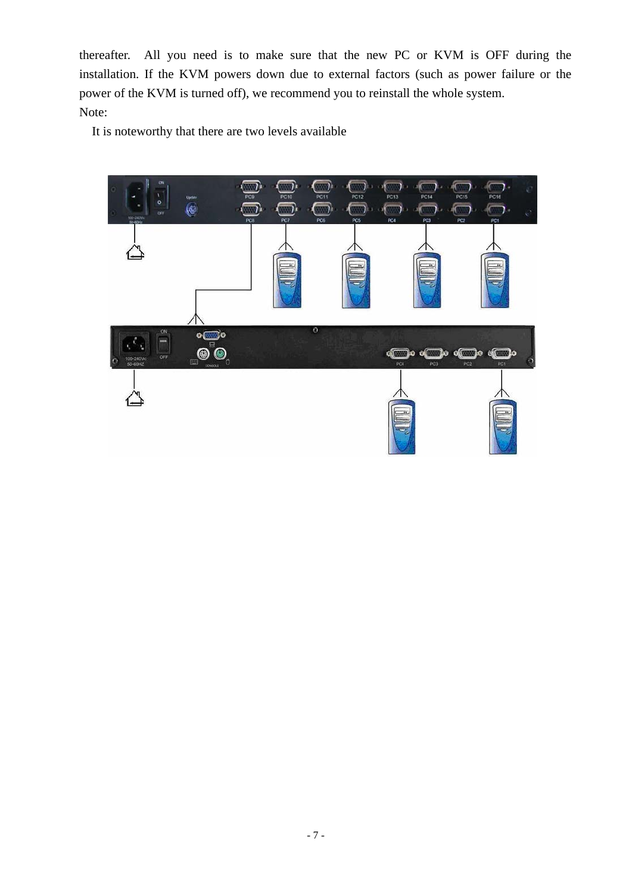thereafter. All you need is to make sure that the new PC or KVM is OFF during the installation. If the KVM powers down due to external factors (such as power failure or the power of the KVM is turned off), we recommend you to reinstall the whole system.

Note:

It is noteworthy that there are two levels available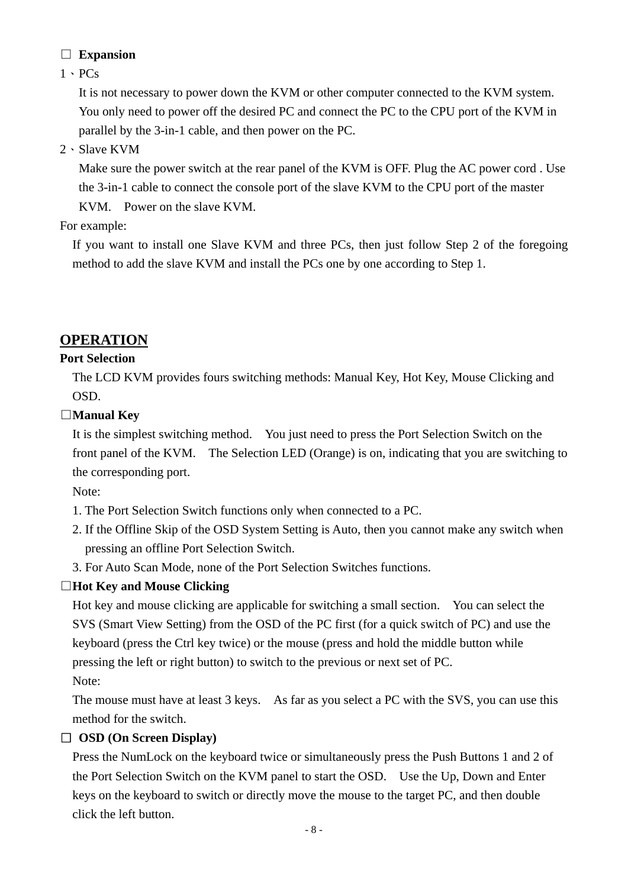□ **Expansion**

1、PCs

It is not necessary to power down the KVM or other computer connected to the KVM system. You only need to power off the desired PC and connect the PC to the CPU port of the KVM in parallel by the 3-in-1 cable, and then power on the PC.

2、Slave KVM

Make sure the power switch at the rear panel of the KVM is OFF. Plug the AC power cord . Use the 3-in-1 cable to connect the console port of the slave KVM to the CPU port of the master KVM. Power on the slave KVM.

For example:

If you want to install one Slave KVM and three PCs, then just follow Step 2 of the foregoing method to add the slave KVM and install the PCs one by one according to Step 1.

## OPERATION

**Port Selection**

The LCD KVM provides fours switching methods: Manual Key, Hot Key, Mouse Clicking and OSD.

□**Manual Key**

It is the simplest switching method. You just need to press the Port Selection Switch on the front panel of the KVM. The Selection LED (Orange) is on, indicating that you are switching to the corresponding port.

Note:

1. The Port Selection Switch functions only when connected to a PC.
2. If the Offline Skip of the OSD System Setting is Auto, then you cannot make any switch when pressing an offline Port Selection Switch.
3. For Auto Scan Mode, none of the Port Selection Switches functions.

□**Hot Key and Mouse Clicking**

Hot key and mouse clicking are applicable for switching a small section. You can select the SVS (Smart View Setting) from the OSD of the PC first (for a quick switch of PC) and use the keyboard (press the Ctrl key twice) or the mouse (press and hold the middle button while pressing the left or right button) to switch to the previous or next set of PC.

Note:

The mouse must have at least 3 keys. As far as you select a PC with the SVS, you can use this method for the switch.

□ **OSD (On Screen Display)**

Press the NumLock on the keyboard twice or simultaneously press the Push Buttons 1 and 2 of the Port Selection Switch on the KVM panel to start the OSD. Use the Up, Down and Enter keys on the keyboard to switch or directly move the mouse to the target PC, and then double click the left button.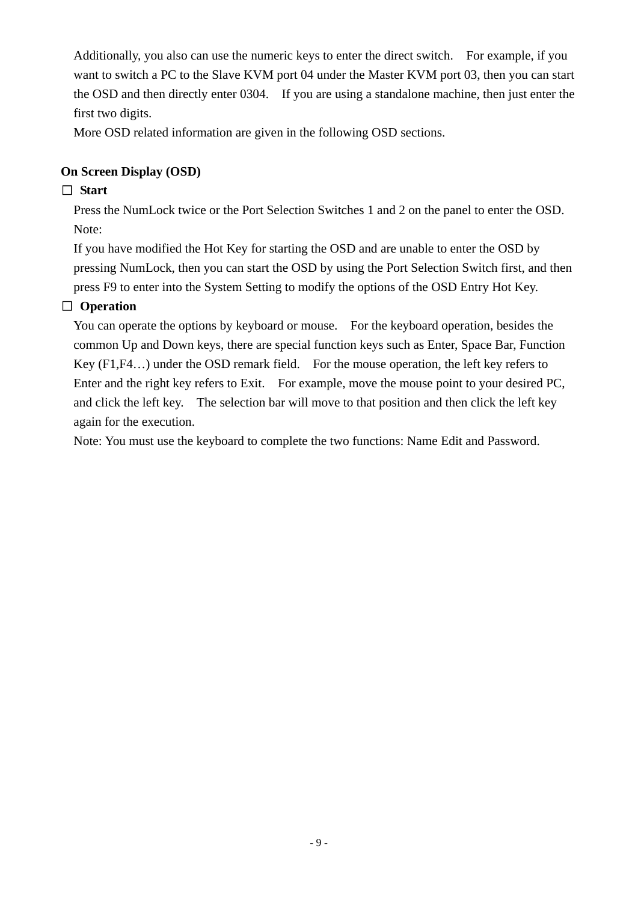Additionally, you also can use the numeric keys to enter the direct switch. For example, if you want to switch a PC to the Slave KVM port 04 under the Master KVM port 03, then you can start the OSD and then directly enter 0304. If you are using a standalone machine, then just enter the first two digits.

More OSD related information are given in the following OSD sections.

**On Screen Display (OSD)**

☐ **Start**

Press the NumLock twice or the Port Selection Switches 1 and 2 on the panel to enter the OSD.

Note:

If you have modified the Hot Key for starting the OSD and are unable to enter the OSD by pressing NumLock, then you can start the OSD by using the Port Selection Switch first, and then press F9 to enter into the System Setting to modify the options of the OSD Entry Hot Key.

☐ **Operation**

You can operate the options by keyboard or mouse. For the keyboard operation, besides the common Up and Down keys, there are special function keys such as Enter, Space Bar, Function Key (F1,F4…) under the OSD remark field. For the mouse operation, the left key refers to Enter and the right key refers to Exit. For example, move the mouse point to your desired PC, and click the left key. The selection bar will move to that position and then click the left key again for the execution.

Note: You must use the keyboard to complete the two functions: Name Edit and Password.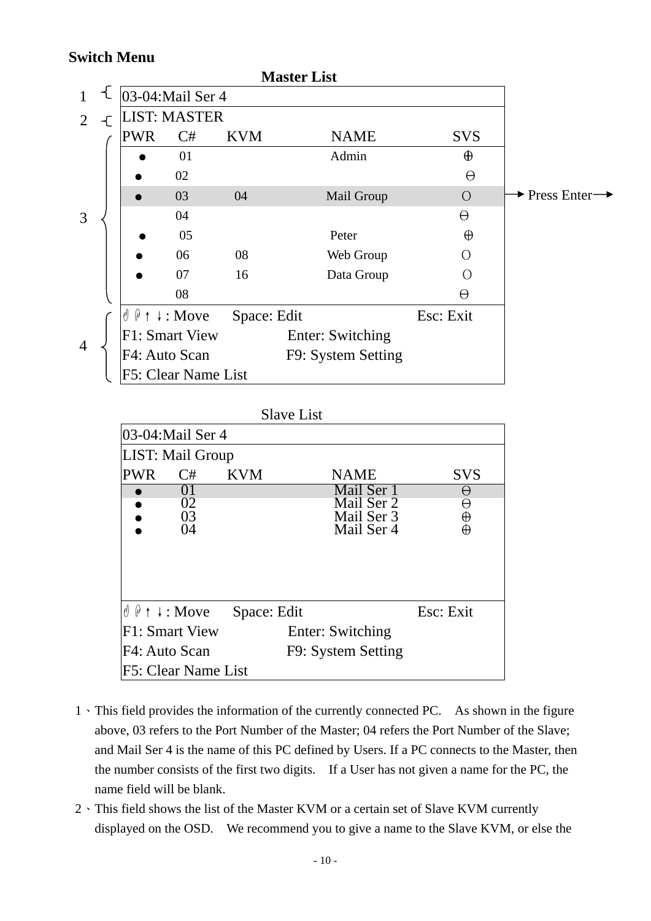**Switch Menu**

**Master List**

| 03-04:Mail Ser 4 | | | | |
|---|---|---|---|---|
| LIST: MASTER | | | | |
| PWR | C# | KVM | NAME | SVS |
| ● | 01 | | Admin | ⊕ |
| ● | 02 | | | ⊖ |
| ● | 03 | 04 | Mail Group | O |
| | 04 | | | ⊖ |
| ● | 05 | | Peter | ⊕ |
| ● | 06 | 08 | Web Group | O |
| ● | 07 | 16 | Data Group | O |
| | 08 | | | ⊖ |

Labels: 1 – first row (03-04:Mail Ser 4); 2 – LIST: MASTER; 3 – port list; 4 – key help. Row 03 (Mail Group): → Press Enter →

↑ ↓ : Move　Space: Edit　Esc: Exit
F1: Smart View　Enter: Switching
F4: Auto Scan　F9: System Setting
F5: Clear Name List

Slave List

| 03-04:Mail Ser 4 | | | | |
|---|---|---|---|---|
| LIST: Mail Group | | | | |
| PWR | C# | KVM | NAME | SVS |
| ● | 01 | | Mail Ser 1 | ⊖ |
| ● | 02 | | Mail Ser 2 | ⊖ |
| ● | 03 | | Mail Ser 3 | ⊕ |
| ● | 04 | | Mail Ser 4 | ⊕ |

↑ ↓ : Move　Space: Edit　Esc: Exit
F1: Smart View　Enter: Switching
F4: Auto Scan　F9: System Setting
F5: Clear Name List

1、This field provides the information of the currently connected PC. As shown in the figure above, 03 refers to the Port Number of the Master; 04 refers the Port Number of the Slave; and Mail Ser 4 is the name of this PC defined by Users. If a PC connects to the Master, then the number consists of the first two digits. If a User has not given a name for the PC, the name field will be blank.

2、This field shows the list of the Master KVM or a certain set of Slave KVM currently displayed on the OSD. We recommend you to give a name to the Slave KVM, or else the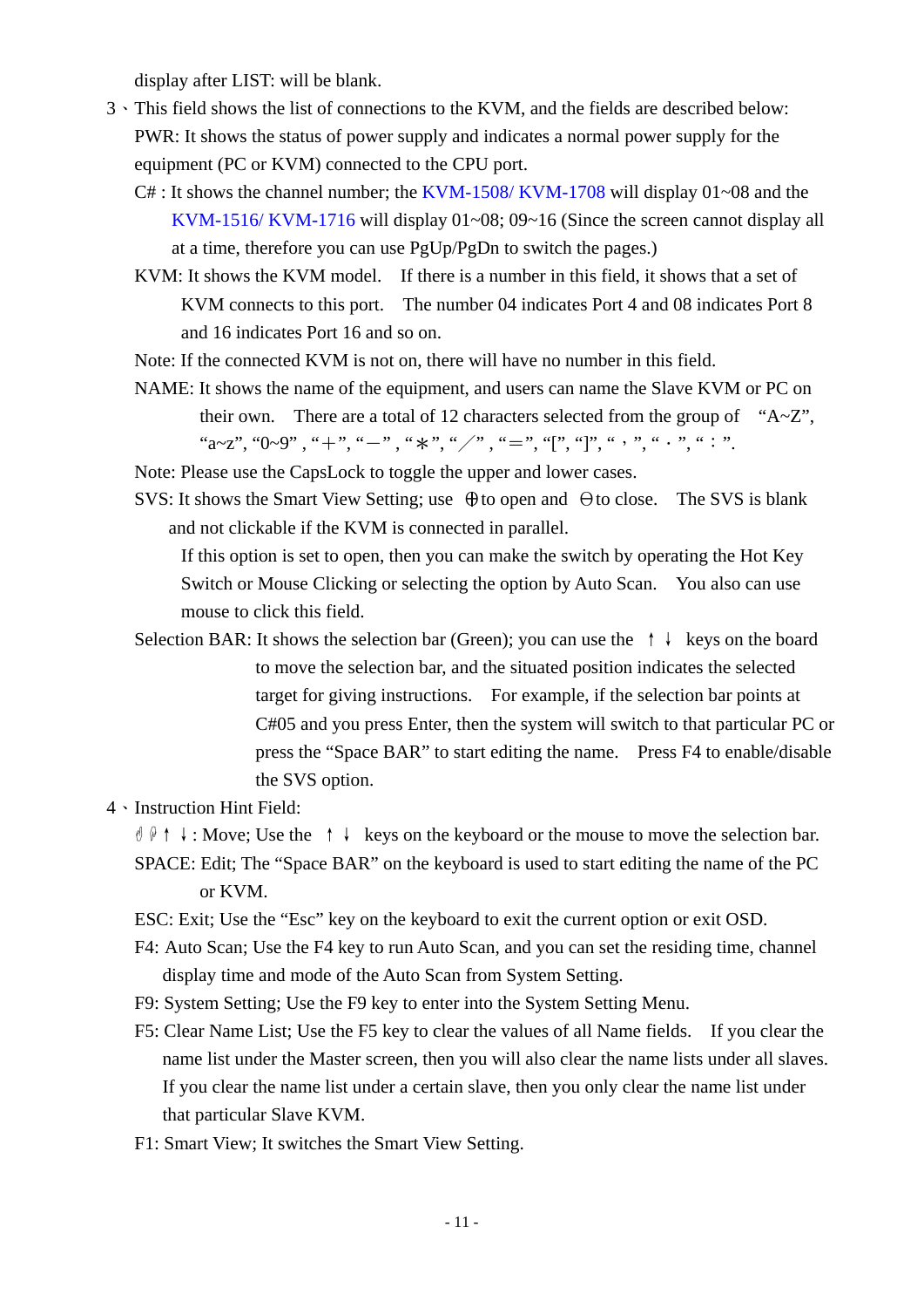display after LIST: will be blank.

3、This field shows the list of connections to the KVM, and the fields are described below:

PWR: It shows the status of power supply and indicates a normal power supply for the equipment (PC or KVM) connected to the CPU port.

C# : It shows the channel number; the KVM-1508/ KVM-1708 will display 01~08 and the KVM-1516/ KVM-1716 will display 01~08; 09~16 (Since the screen cannot display all at a time, therefore you can use PgUp/PgDn to switch the pages.)

KVM: It shows the KVM model. If there is a number in this field, it shows that a set of KVM connects to this port. The number 04 indicates Port 4 and 08 indicates Port 8 and 16 indicates Port 16 and so on.

Note: If the connected KVM is not on, there will have no number in this field.

NAME: It shows the name of the equipment, and users can name the Slave KVM or PC on their own. There are a total of 12 characters selected from the group of "A~Z", "a~z", "0~9" , "＋", "－" , "＊", "／" , "＝", "[", "]", "，", "．", "：".

Note: Please use the CapsLock to toggle the upper and lower cases.

SVS: It shows the Smart View Setting; use ⊕to open and ⊖to close. The SVS is blank and not clickable if the KVM is connected in parallel.

If this option is set to open, then you can make the switch by operating the Hot Key Switch or Mouse Clicking or selecting the option by Auto Scan. You also can use mouse to click this field.

Selection BAR: It shows the selection bar (Green); you can use the ↑ ↓ keys on the board to move the selection bar, and the situated position indicates the selected target for giving instructions. For example, if the selection bar points at C#05 and you press Enter, then the system will switch to that particular PC or press the "Space BAR" to start editing the name. Press F4 to enable/disable the SVS option.

4、Instruction Hint Field:

✋✋↑ ↓: Move; Use the ↑ ↓ keys on the keyboard or the mouse to move the selection bar.

SPACE: Edit; The "Space BAR" on the keyboard is used to start editing the name of the PC or KVM.

ESC: Exit; Use the "Esc" key on the keyboard to exit the current option or exit OSD.

F4: Auto Scan; Use the F4 key to run Auto Scan, and you can set the residing time, channel display time and mode of the Auto Scan from System Setting.

F9: System Setting; Use the F9 key to enter into the System Setting Menu.

F5: Clear Name List; Use the F5 key to clear the values of all Name fields. If you clear the name list under the Master screen, then you will also clear the name lists under all slaves. If you clear the name list under a certain slave, then you only clear the name list under that particular Slave KVM.

F1: Smart View; It switches the Smart View Setting.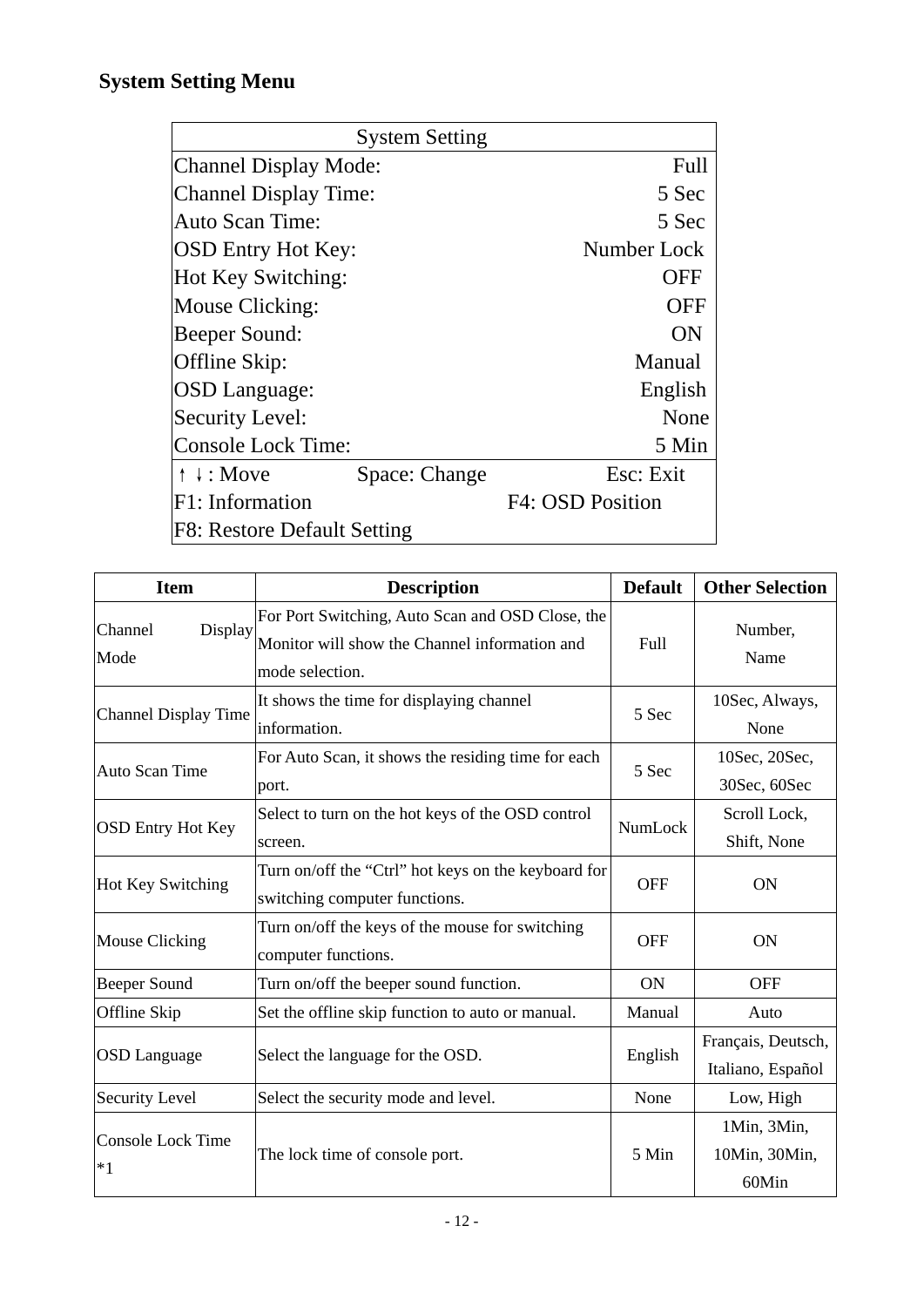## System Setting Menu

| System Setting | | |
|---|---|---|
| Channel Display Mode: | | Full |
| Channel Display Time: | | 5 Sec |
| Auto Scan Time: | | 5 Sec |
| OSD Entry Hot Key: | | Number Lock |
| Hot Key Switching: | | OFF |
| Mouse Clicking: | | OFF |
| Beeper Sound: | | ON |
| Offline Skip: | | Manual |
| OSD Language: | | English |
| Security Level: | | None |
| Console Lock Time: | | 5 Min |
| ↑ ↓ : Move | Space: Change | Esc: Exit |
| F1: Information | F4: OSD Position | |
| F8: Restore Default Setting | | |

| Item | Description | Default | Other Selection |
|---|---|---|---|
| Channel Display Mode | For Port Switching, Auto Scan and OSD Close, the Monitor will show the Channel information and mode selection. | Full | Number, Name |
| Channel Display Time | It shows the time for displaying channel information. | 5 Sec | 10Sec, Always, None |
| Auto Scan Time | For Auto Scan, it shows the residing time for each port. | 5 Sec | 10Sec, 20Sec, 30Sec, 60Sec |
| OSD Entry Hot Key | Select to turn on the hot keys of the OSD control screen. | NumLock | Scroll Lock, Shift, None |
| Hot Key Switching | Turn on/off the "Ctrl" hot keys on the keyboard for switching computer functions. | OFF | ON |
| Mouse Clicking | Turn on/off the keys of the mouse for switching computer functions. | OFF | ON |
| Beeper Sound | Turn on/off the beeper sound function. | ON | OFF |
| Offline Skip | Set the offline skip function to auto or manual. | Manual | Auto |
| OSD Language | Select the language for the OSD. | English | Français, Deutsch, Italiano, Español |
| Security Level | Select the security mode and level. | None | Low, High |
| Console Lock Time *1 | The lock time of console port. | 5 Min | 1Min, 3Min, 10Min, 30Min, 60Min |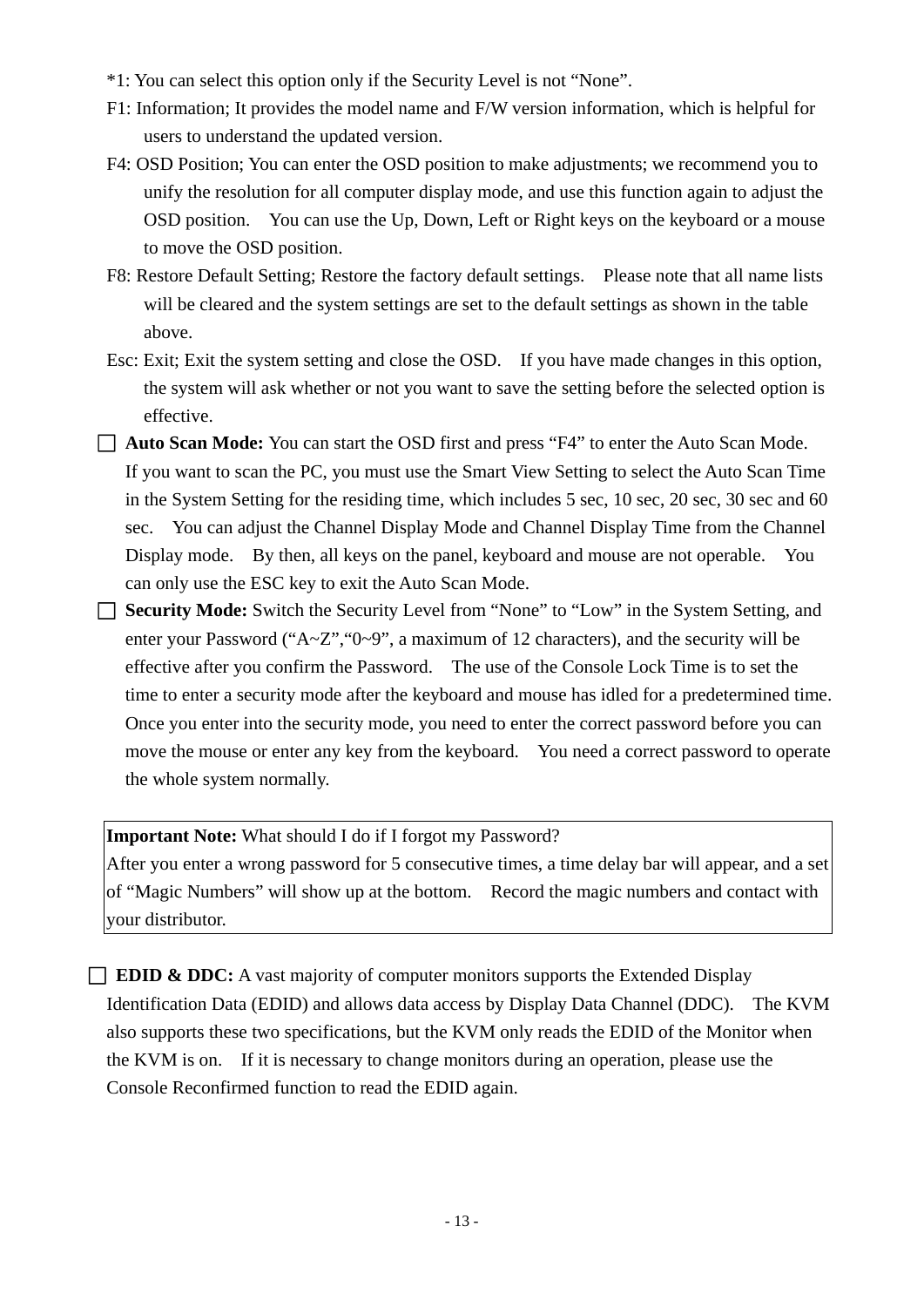*1: You can select this option only if the Security Level is not “None”.

F1: Information; It provides the model name and F/W version information, which is helpful for users to understand the updated version.

F4: OSD Position; You can enter the OSD position to make adjustments; we recommend you to unify the resolution for all computer display mode, and use this function again to adjust the OSD position. You can use the Up, Down, Left or Right keys on the keyboard or a mouse to move the OSD position.

F8: Restore Default Setting; Restore the factory default settings. Please note that all name lists will be cleared and the system settings are set to the default settings as shown in the table above.

Esc: Exit; Exit the system setting and close the OSD. If you have made changes in this option, the system will ask whether or not you want to save the setting before the selected option is effective.

☐ **Auto Scan Mode:** You can start the OSD first and press “F4” to enter the Auto Scan Mode. If you want to scan the PC, you must use the Smart View Setting to select the Auto Scan Time in the System Setting for the residing time, which includes 5 sec, 10 sec, 20 sec, 30 sec and 60 sec. You can adjust the Channel Display Mode and Channel Display Time from the Channel Display mode. By then, all keys on the panel, keyboard and mouse are not operable. You can only use the ESC key to exit the Auto Scan Mode.

☐ **Security Mode:** Switch the Security Level from “None” to “Low” in the System Setting, and enter your Password (“A~Z”,“0~9”, a maximum of 12 characters), and the security will be effective after you confirm the Password. The use of the Console Lock Time is to set the time to enter a security mode after the keyboard and mouse has idled for a predetermined time. Once you enter into the security mode, you need to enter the correct password before you can move the mouse or enter any key from the keyboard. You need a correct password to operate the whole system normally.

**Important Note:** What should I do if I forgot my Password?
After you enter a wrong password for 5 consecutive times, a time delay bar will appear, and a set of “Magic Numbers” will show up at the bottom. Record the magic numbers and contact with your distributor.

☐ **EDID & DDC:** A vast majority of computer monitors supports the Extended Display Identification Data (EDID) and allows data access by Display Data Channel (DDC). The KVM also supports these two specifications, but the KVM only reads the EDID of the Monitor when the KVM is on. If it is necessary to change monitors during an operation, please use the Console Reconfirmed function to read the EDID again.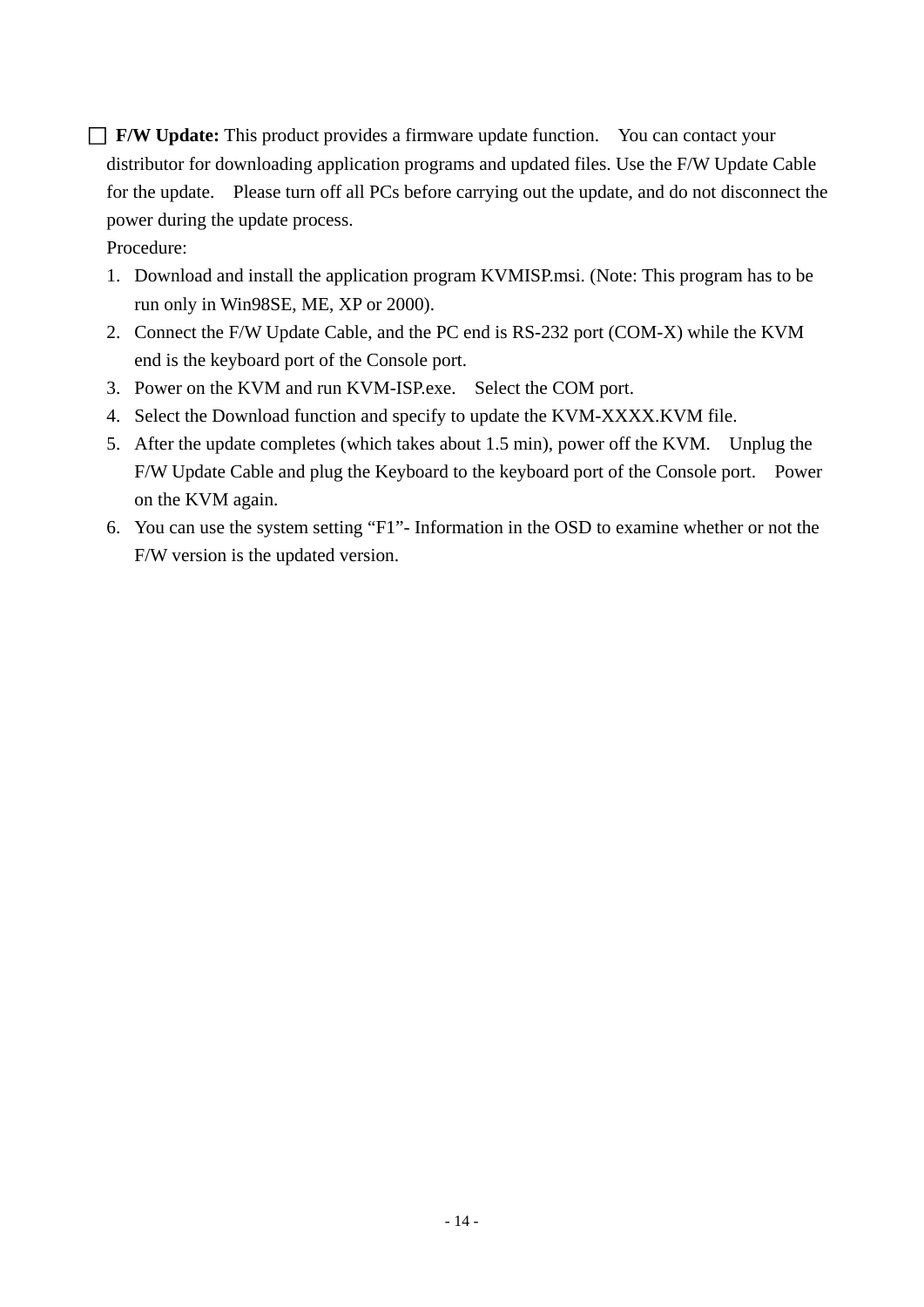□ **F/W Update:** This product provides a firmware update function. You can contact your distributor for downloading application programs and updated files. Use the F/W Update Cable for the update. Please turn off all PCs before carrying out the update, and do not disconnect the power during the update process.

Procedure:

1. Download and install the application program KVMISP.msi. (Note: This program has to be run only in Win98SE, ME, XP or 2000).
2. Connect the F/W Update Cable, and the PC end is RS-232 port (COM-X) while the KVM end is the keyboard port of the Console port.
3. Power on the KVM and run KVM-ISP.exe. Select the COM port.
4. Select the Download function and specify to update the KVM-XXXX.KVM file.
5. After the update completes (which takes about 1.5 min), power off the KVM. Unplug the F/W Update Cable and plug the Keyboard to the keyboard port of the Console port. Power on the KVM again.
6. You can use the system setting "F1"- Information in the OSD to examine whether or not the F/W version is the updated version.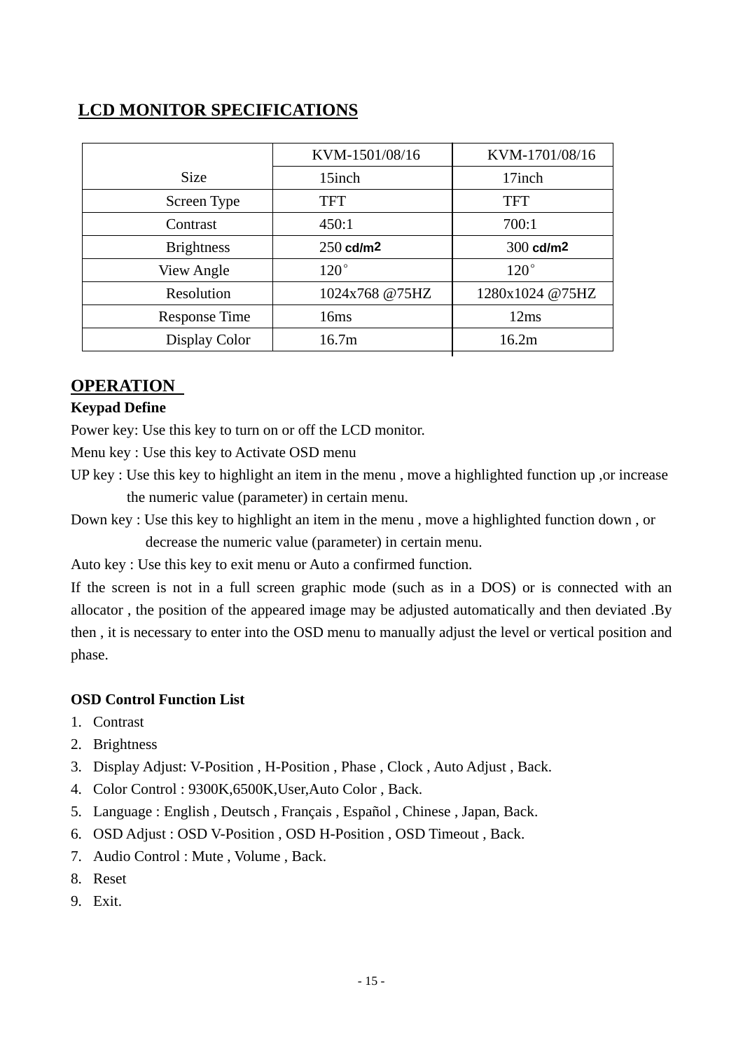## LCD MONITOR SPECIFICATIONS

| | KVM-1501/08/16 | KVM-1701/08/16 |
|---|---|---|
| Size | 15inch | 17inch |
| Screen Type | TFT | TFT |
| Contrast | 450:1 | 700:1 |
| Brightness | 250 $cd/m^2$ | 300 $cd/m^2$ |
| View Angle | 120° | 120° |
| Resolution | 1024x768 @75HZ | 1280x1024 @75HZ |
| Response Time | 16ms | 12ms |
| Display Color | 16.7m | 16.2m |

## OPERATION

**Keypad Define**

Power key: Use this key to turn on or off the LCD monitor.

Menu key : Use this key to Activate OSD menu

UP key : Use this key to highlight an item in the menu , move a highlighted function up ,or increase the numeric value (parameter) in certain menu.

Down key : Use this key to highlight an item in the menu , move a highlighted function down , or decrease the numeric value (parameter) in certain menu.

Auto key : Use this key to exit menu or Auto a confirmed function.

If the screen is not in a full screen graphic mode (such as in a DOS) or is connected with an allocator , the position of the appeared image may be adjusted automatically and then deviated .By then , it is necessary to enter into the OSD menu to manually adjust the level or vertical position and phase.

**OSD Control Function List**

1. Contrast
2. Brightness
3. Display Adjust: V-Position , H-Position , Phase , Clock , Auto Adjust , Back.
4. Color Control : 9300K,6500K,User,Auto Color , Back.
5. Language : English , Deutsch , Français , Español , Chinese , Japan, Back.
6. OSD Adjust : OSD V-Position , OSD H-Position , OSD Timeout , Back.
7. Audio Control : Mute , Volume , Back.
8. Reset
9. Exit.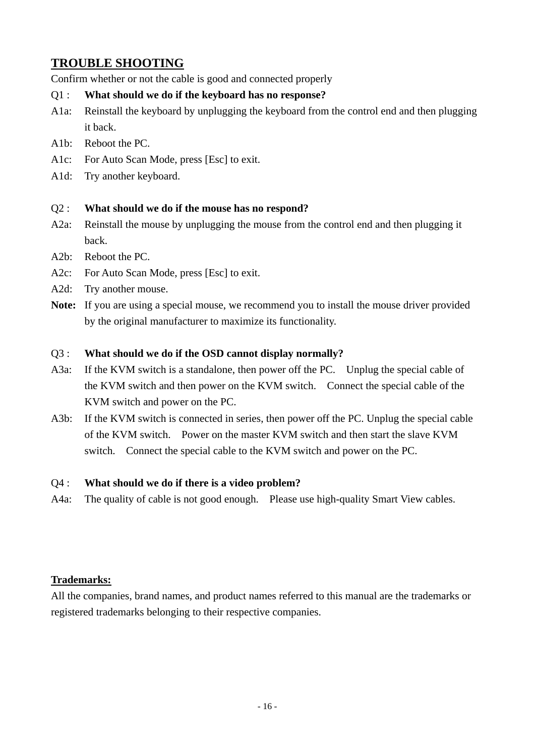## TROUBLE SHOOTING

Confirm whether or not the cable is good and connected properly

Q1 : **What should we do if the keyboard has no response?**

A1a: Reinstall the keyboard by unplugging the keyboard from the control end and then plugging it back.

A1b: Reboot the PC.

A1c: For Auto Scan Mode, press [Esc] to exit.

A1d: Try another keyboard.

Q2 : **What should we do if the mouse has no respond?**

A2a: Reinstall the mouse by unplugging the mouse from the control end and then plugging it back.

A2b: Reboot the PC.

A2c: For Auto Scan Mode, press [Esc] to exit.

A2d: Try another mouse.

**Note:** If you are using a special mouse, we recommend you to install the mouse driver provided by the original manufacturer to maximize its functionality.

Q3 : **What should we do if the OSD cannot display normally?**

A3a: If the KVM switch is a standalone, then power off the PC. Unplug the special cable of the KVM switch and then power on the KVM switch. Connect the special cable of the KVM switch and power on the PC.

A3b: If the KVM switch is connected in series, then power off the PC. Unplug the special cable of the KVM switch. Power on the master KVM switch and then start the slave KVM switch. Connect the special cable to the KVM switch and power on the PC.

Q4 : **What should we do if there is a video problem?**

A4a: The quality of cable is not good enough. Please use high-quality Smart View cables.

**Trademarks:**

All the companies, brand names, and product names referred to this manual are the trademarks or registered trademarks belonging to their respective companies.